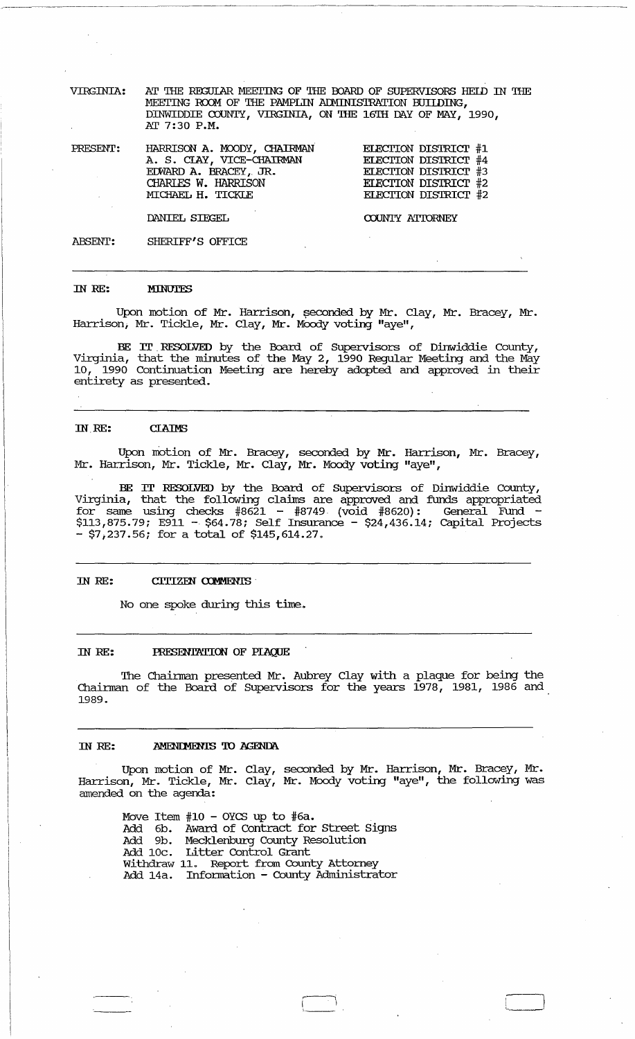VIRGINIA: AT THE REGULAR MEETING OF THE BOARD OF SUPERVISORS HELD IN THE MEETING ROOM OF THE PAMPLIN ADMINISTRATION BUILDING, DINWIDDIE COUNTY, VIRGINIA, ON THE 16TH DAY OF MAY, 1990, AT 7:30 P.M.

| | | |
|---|---|---|
| PRESENT: | HARRISON A. MOODY, CHAIRMAN | ELECTION DISTRICT #1 |
| | A. S. CLAY, VICE-CHAIRMAN | ELECTION DISTRICT #4 |
| | EDWARD A. BRACEY, JR. | ELECTION DISTRICT #3 |
| | CHARLES W. HARRISON | ELECTION DISTRICT #2 |
| | MICHAEL H. TICKLE | ELECTION DISTRICT #2 |
| | DANIEL SIEGEL | COUNTY ATTORNEY |
| ABSENT: | SHERIFF'S OFFICE | |

---

IN RE: **MINUTES**

Upon motion of Mr. Harrison, seconded by Mr. Clay, Mr. Bracey, Mr. Harrison, Mr. Tickle, Mr. Clay, Mr. Moody voting "aye",

**BE IT RESOLVED** by the Board of Supervisors of Dinwiddie County, Virginia, that the minutes of the May 2, 1990 Regular Meeting and the May 10, 1990 Continuation Meeting are hereby adopted and approved in their entirety as presented.

---

IN RE: **CLAIMS**

Upon motion of Mr. Bracey, seconded by Mr. Harrison, Mr. Bracey, Mr. Harrison, Mr. Tickle, Mr. Clay, Mr. Moody voting "aye",

**BE IT RESOLVED** by the Board of Supervisors of Dinwiddie County, Virginia, that the following claims are approved and funds appropriated for same using checks #8621 - #8749 (void #8620): General Fund - $113,875.79; E911 - $64.78; Self Insurance - $24,436.14; Capital Projects - $7,237.56; for a total of $145,614.27.

---

IN RE: **CITIZEN COMMENTS**

No one spoke during this time.

---

IN RE: **PRESENTATION OF PLAQUE**

The Chairman presented Mr. Aubrey Clay with a plaque for being the Chairman of the Board of Supervisors for the years 1978, 1981, 1986 and 1989.

---

IN RE: **AMENDMENTS TO AGENDA**

Upon motion of Mr. Clay, seconded by Mr. Harrison, Mr. Bracey, Mr. Harrison, Mr. Tickle, Mr. Clay, Mr. Moody voting "aye", the following was amended on the agenda:

Move Item #10 - OYCS up to #6a.
Add 6b. Award of Contract for Street Signs
Add 9b. Mecklenburg County Resolution
Add 10c. Litter Control Grant
Withdraw 11. Report from County Attorney
Add 14a. Information - County Administrator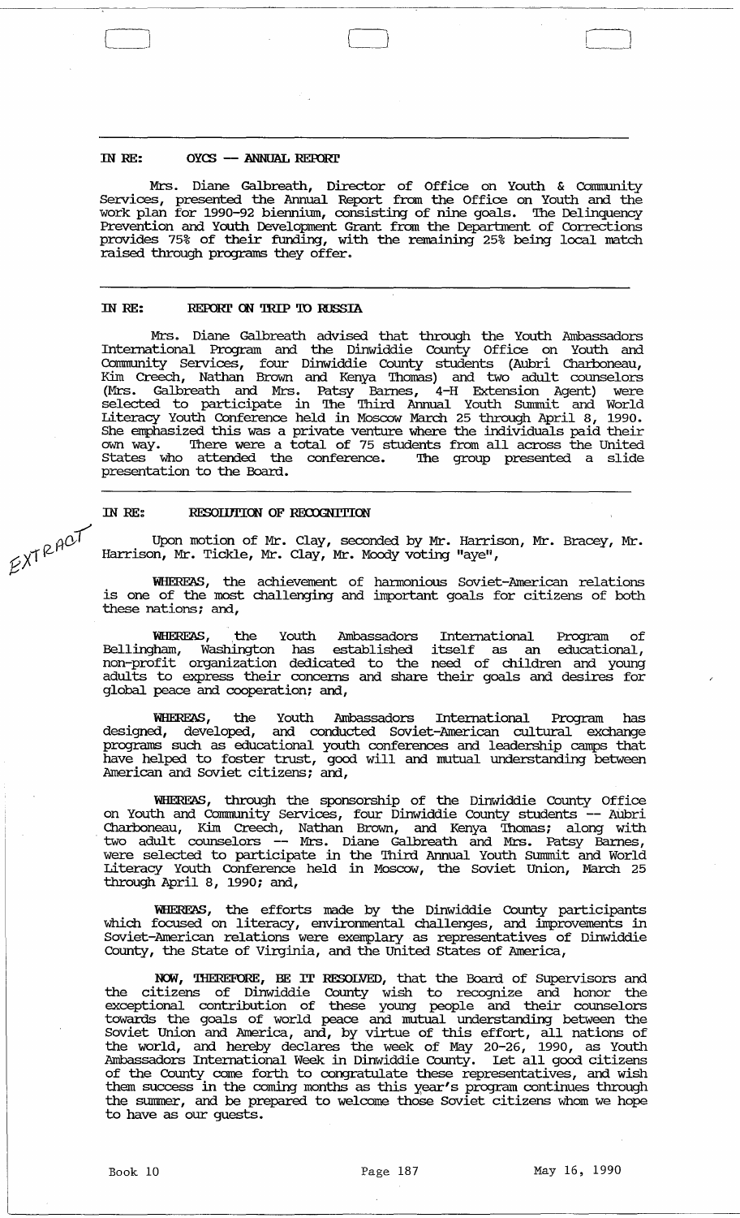**IN RE: OYCS — ANNUAL REPORT**

Mrs. Diane Galbreath, Director of Office on Youth & Community Services, presented the Annual Report from the Office on Youth and the work plan for 1990-92 biennium, consisting of nine goals. The Delinquency Prevention and Youth Development Grant from the Department of Corrections provides 75% of their funding, with the remaining 25% being local match raised through programs they offer.

---

**IN RE: REPORT ON TRIP TO RUSSIA**

Mrs. Diane Galbreath advised that through the Youth Ambassadors International Program and the Dinwiddie County Office on Youth and Community Services, four Dinwiddie County students (Aubri Charboneau, Kim Creech, Nathan Brown and Kenya Thomas) and two adult counselors (Mrs. Galbreath and Mrs. Patsy Barnes, 4-H Extension Agent) were selected to participate in The Third Annual Youth Summit and World Literacy Youth Conference held in Moscow March 25 through April 8, 1990. She emphasized this was a private venture where the individuals paid their own way. There were a total of 75 students from all across the United States who attended the conference. The group presented a slide presentation to the Board.

---

**IN RE: RESOLUTION OF RECOGNITION**

EXTRACT

Upon motion of Mr. Clay, seconded by Mr. Harrison, Mr. Bracey, Mr. Harrison, Mr. Tickle, Mr. Clay, Mr. Moody voting "aye",

**WHEREAS**, the achievement of harmonious Soviet-American relations is one of the most challenging and important goals for citizens of both these nations; and,

**WHEREAS**, the Youth Ambassadors International Program of Bellingham, Washington has established itself as an educational, non-profit organization dedicated to the need of children and young adults to express their concerns and share their goals and desires for global peace and cooperation; and,

**WHEREAS**, the Youth Ambassadors International Program has designed, developed, and conducted Soviet-American cultural exchange programs such as educational youth conferences and leadership camps that have helped to foster trust, good will and mutual understanding between American and Soviet citizens; and,

**WHEREAS**, through the sponsorship of the Dinwiddie County Office on Youth and Community Services, four Dinwiddie County students -- Aubri Charboneau, Kim Creech, Nathan Brown, and Kenya Thomas; along with two adult counselors -- Mrs. Diane Galbreath and Mrs. Patsy Barnes, were selected to participate in the Third Annual Youth Summit and World Literacy Youth Conference held in Moscow, the Soviet Union, March 25 through April 8, 1990; and,

**WHEREAS**, the efforts made by the Dinwiddie County participants which focused on literacy, environmental challenges, and improvements in Soviet-American relations were exemplary as representatives of Dinwiddie County, the State of Virginia, and the United States of America,

**NOW, THEREFORE, BE IT RESOLVED**, that the Board of Supervisors and the citizens of Dinwiddie County wish to recognize and honor the exceptional contribution of these young people and their counselors towards the goals of world peace and mutual understanding between the Soviet Union and America, and, by virtue of this effort, all nations of the world, and hereby declares the week of May 20-26, 1990, as Youth Ambassadors International Week in Dinwiddie County. Let all good citizens of the County come forth to congratulate these representatives, and wish them success in the coming months as this year's program continues through the summer, and be prepared to welcome those Soviet citizens whom we hope to have as our guests.

Book 10 &nbsp;&nbsp;&nbsp;&nbsp; Page 187 &nbsp;&nbsp;&nbsp;&nbsp; May 16, 1990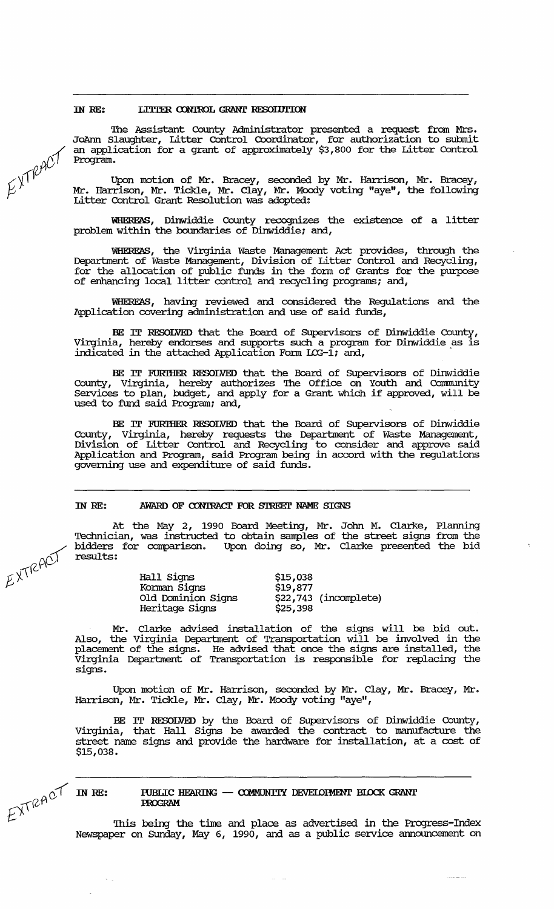## IN RE: LITTER CONTROL GRANT RESOLUTION

EXTRACT

The Assistant County Administrator presented a request from Mrs. JoAnn Slaughter, Litter Control Coordinator, for authorization to submit an application for a grant of approximately $3,800 for the Litter Control Program.

Upon motion of Mr. Bracey, seconded by Mr. Harrison, Mr. Bracey, Mr. Harrison, Mr. Tickle, Mr. Clay, Mr. Moody voting "aye", the following Litter Control Grant Resolution was adopted:

**WHEREAS**, Dinwiddie County recognizes the existence of a litter problem within the boundaries of Dinwiddie; and,

**WHEREAS**, the Virginia Waste Management Act provides, through the Department of Waste Management, Division of Litter Control and Recycling, for the allocation of public funds in the form of Grants for the purpose of enhancing local litter control and recycling programs; and,

**WHEREAS**, having reviewed and considered the Regulations and the Application covering administration and use of said funds,

**BE IT RESOLVED** that the Board of Supervisors of Dinwiddie County, Virginia, hereby endorses and supports such a program for Dinwiddie as is indicated in the attached Application Form LCG-1; and,

**BE IT FURTHER RESOLVED** that the Board of Supervisors of Dinwiddie County, Virginia, hereby authorizes The Office on Youth and Community Services to plan, budget, and apply for a Grant which if approved, will be used to fund said Program; and,

**BE IT FURTHER RESOLVED** that the Board of Supervisors of Dinwiddie County, Virginia, hereby requests the Department of Waste Management, Division of Litter Control and Recycling to consider and approve said Application and Program, said Program being in accord with the regulations governing use and expenditure of said funds.

## IN RE: AWARD OF CONTRACT FOR STREET NAME SIGNS

EXTRACT

At the May 2, 1990 Board Meeting, Mr. John M. Clarke, Planning Technician, was instructed to obtain samples of the street signs from the bidders for comparison. Upon doing so, Mr. Clarke presented the bid results:

| | |
|---|---|
| Hall Signs | $15,038 |
| Korman Signs | $19,877 |
| Old Dominion Signs | $22,743 (incomplete) |
| Heritage Signs | $25,398 |

Mr. Clarke advised installation of the signs will be bid out. Also, the Virginia Department of Transportation will be involved in the placement of the signs. He advised that once the signs are installed, the Virginia Department of Transportation is responsible for replacing the signs.

Upon motion of Mr. Harrison, seconded by Mr. Clay, Mr. Bracey, Mr. Harrison, Mr. Tickle, Mr. Clay, Mr. Moody voting "aye",

**BE IT RESOLVED** by the Board of Supervisors of Dinwiddie County, Virginia, that Hall Signs be awarded the contract to manufacture the street name signs and provide the hardware for installation, at a cost of $15,038.

## IN RE: PUBLIC HEARING — COMMUNITY DEVELOPMENT BLOCK GRANT PROGRAM

EXTRACT

This being the time and place as advertised in the Progress-Index Newspaper on Sunday, May 6, 1990, and as a public service announcement on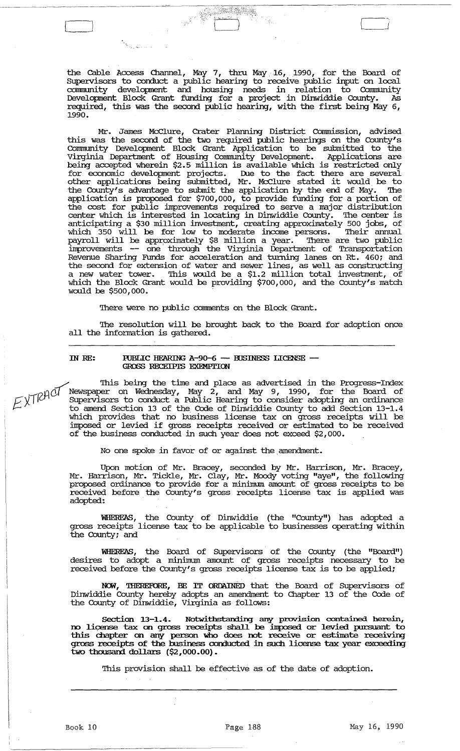the Cable Access Channel, May 7, thru May 16, 1990, for the Board of Supervisors to conduct a public hearing to receive public input on local community development and housing needs in relation to Community Development Block Grant funding for a project in Dinwiddie County. As required, this was the second public hearing, with the first being May 6, 1990.

Mr. James McClure, Crater Planning District Commission, advised this was the second of the two required public hearings on the County's Community Development Block Grant Application to be submitted to the Virginia Department of Housing Community Development. Applications are being accepted wherein $2.5 million is available which is restricted only for economic development projects. Due to the fact there are several other applications being submitted, Mr. McClure stated it would be to the County's advantage to submit the application by the end of May. The application is proposed for $700,000, to provide funding for a portion of the cost for public improvements required to serve a major distribution center which is interested in locating in Dinwiddie County. The center is anticipating a $30 million investment, creating approximately 500 jobs, of which 350 will be for low to moderate income persons. Their annual payroll will be approximately $8 million a year. There are two public improvements -- one through the Virginia Department of Transportation Revenue Sharing Funds for acceleration and turning lanes on Rt. 460; and the second for extension of water and sewer lines, as well as constructing a new water tower. This would be a $1.2 million total investment, of which the Block Grant would be providing $700,000, and the County's match would be $500,000.

There were no public comments on the Block Grant.

The resolution will be brought back to the Board for adoption once all the information is gathered.

---

**IN RE: PUBLIC HEARING A-90-6 -- BUSINESS LICENSE -- GROSS RECEIPTS EXEMPTION**

EXTRACT

This being the time and place as advertised in the Progress-Index Newspaper on Wednesday, May 2, and May 9, 1990, for the Board of Supervisors to conduct a Public Hearing to consider adopting an ordinance to amend Section 13 of the Code of Dinwiddie County to add Section 13-1.4 which provides that no business license tax on gross receipts will be imposed or levied if gross receipts received or estimated to be received of the business conducted in such year does not exceed $2,000.

No one spoke in favor of or against the amendment.

Upon motion of Mr. Bracey, seconded by Mr. Harrison, Mr. Bracey, Mr. Harrison, Mr. Tickle, Mr. Clay, Mr. Moody voting "aye", the following proposed ordinance to provide for a minimum amount of gross receipts to be received before the County's gross receipts license tax is applied was adopted:

**WHEREAS**, the County of Dinwiddie (the "County") has adopted a gross receipts license tax to be applicable to businesses operating within the County; and

**WHEREAS**, the Board of Supervisors of the County (the "Board") desires to adopt a minimum amount of gross receipts necessary to be received before the County's gross receipts license tax is to be applied;

**NOW, THEREFORE, BE IT ORDAINED** that the Board of Supervisors of Dinwiddie County hereby adopts an amendment to Chapter 13 of the Code of the County of Dinwiddie, Virginia as follows:

**Section 13-1.4. Notwithstanding any provision contained herein, no license tax on gross receipts shall be imposed or levied pursuant to this chapter on any person who does not receive or estimate receiving gross receipts of the business conducted in such license tax year exceeding two thousand dollars ($2,000.00).**

This provision shall be effective as of the date of adoption.

---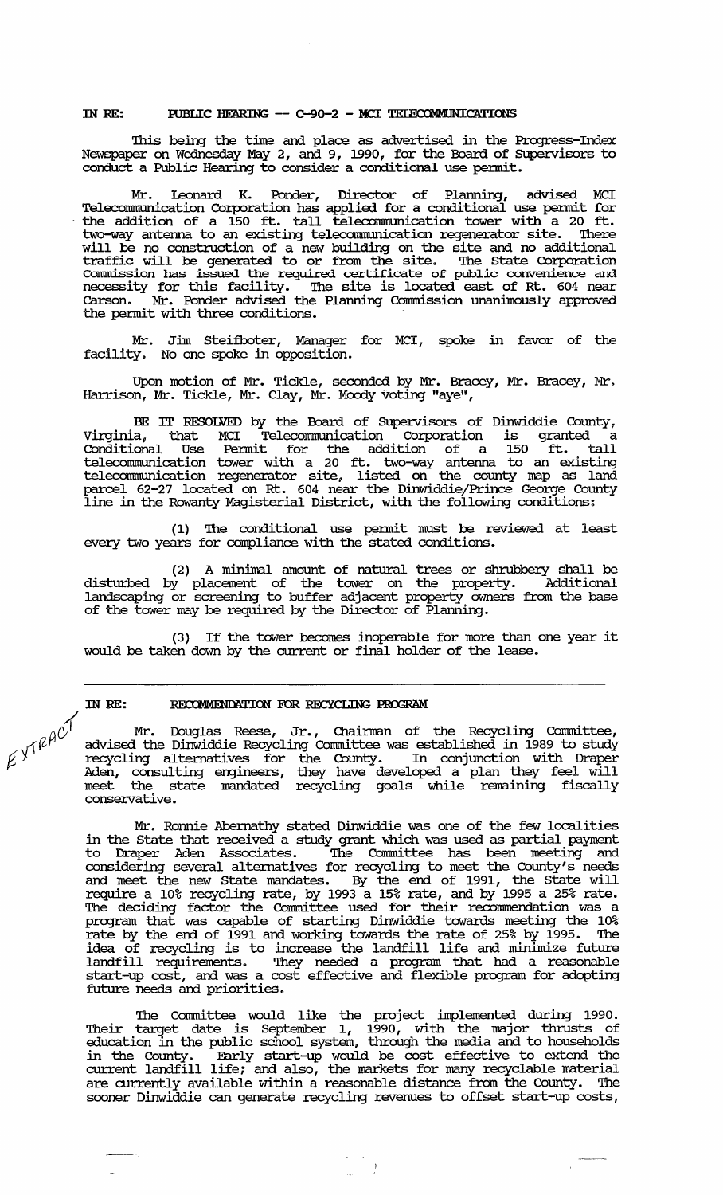**IN RE: PUBLIC HEARING -- C-90-2 - MCI TELECOMMUNICATIONS**

This being the time and place as advertised in the Progress-Index Newspaper on Wednesday May 2, and 9, 1990, for the Board of Supervisors to conduct a Public Hearing to consider a conditional use permit.

Mr. Leonard K. Ponder, Director of Planning, advised MCI Telecommunication Corporation has applied for a conditional use permit for the addition of a 150 ft. tall telecommunication tower with a 20 ft. two-way antenna to an existing telecommunication regenerator site. There will be no construction of a new building on the site and no additional traffic will be generated to or from the site. The State Corporation Commission has issued the required certificate of public convenience and necessity for this facility. The site is located east of Rt. 604 near Carson. Mr. Ponder advised the Planning Commission unanimously approved the permit with three conditions.

Mr. Jim Steifboter, Manager for MCI, spoke in favor of the facility. No one spoke in opposition.

Upon motion of Mr. Tickle, seconded by Mr. Bracey, Mr. Bracey, Mr. Harrison, Mr. Tickle, Mr. Clay, Mr. Moody voting "aye",

BE IT RESOLVED by the Board of Supervisors of Dinwiddie County, Virginia, that MCI Telecommunication Corporation is granted a Conditional Use Permit for the addition of a 150 ft. tall telecommunication tower with a 20 ft. two-way antenna to an existing telecommunication regenerator site, listed on the county map as land parcel 62-27 located on Rt. 604 near the Dinwiddie/Prince George County line in the Rowanty Magisterial District, with the following conditions:

(1) The conditional use permit must be reviewed at least every two years for compliance with the stated conditions.

(2) A minimal amount of natural trees or shrubbery shall be disturbed by placement of the tower on the property. Additional landscaping or screening to buffer adjacent property owners from the base of the tower may be required by the Director of Planning.

(3) If the tower becomes inoperable for more than one year it would be taken down by the current or final holder of the lease.

---

EXTRACT

**IN RE: RECOMMENDATION FOR RECYCLING PROGRAM**

Mr. Douglas Reese, Jr., Chairman of the Recycling Committee, advised the Dinwiddie Recycling Committee was established in 1989 to study recycling alternatives for the County. In conjunction with Draper Aden, consulting engineers, they have developed a plan they feel will meet the state mandated recycling goals while remaining fiscally conservative.

Mr. Ronnie Abernathy stated Dinwiddie was one of the few localities in the State that received a study grant which was used as partial payment to Draper Aden Associates. The Committee has been meeting and considering several alternatives for recycling to meet the County's needs and meet the new State mandates. By the end of 1991, the State will require a 10% recycling rate, by 1993 a 15% rate, and by 1995 a 25% rate. The deciding factor the Committee used for their recommendation was a program that was capable of starting Dinwiddie towards meeting the 10% rate by the end of 1991 and working towards the rate of 25% by 1995. The idea of recycling is to increase the landfill life and minimize future landfill requirements. They needed a program that had a reasonable start-up cost, and was a cost effective and flexible program for adopting future needs and priorities.

The Committee would like the project implemented during 1990. Their target date is September 1, 1990, with the major thrusts of education in the public school system, through the media and to households in the County. Early start-up would be cost effective to extend the current landfill life; and also, the markets for many recyclable material are currently available within a reasonable distance from the County. The sooner Dinwiddie can generate recycling revenues to offset start-up costs,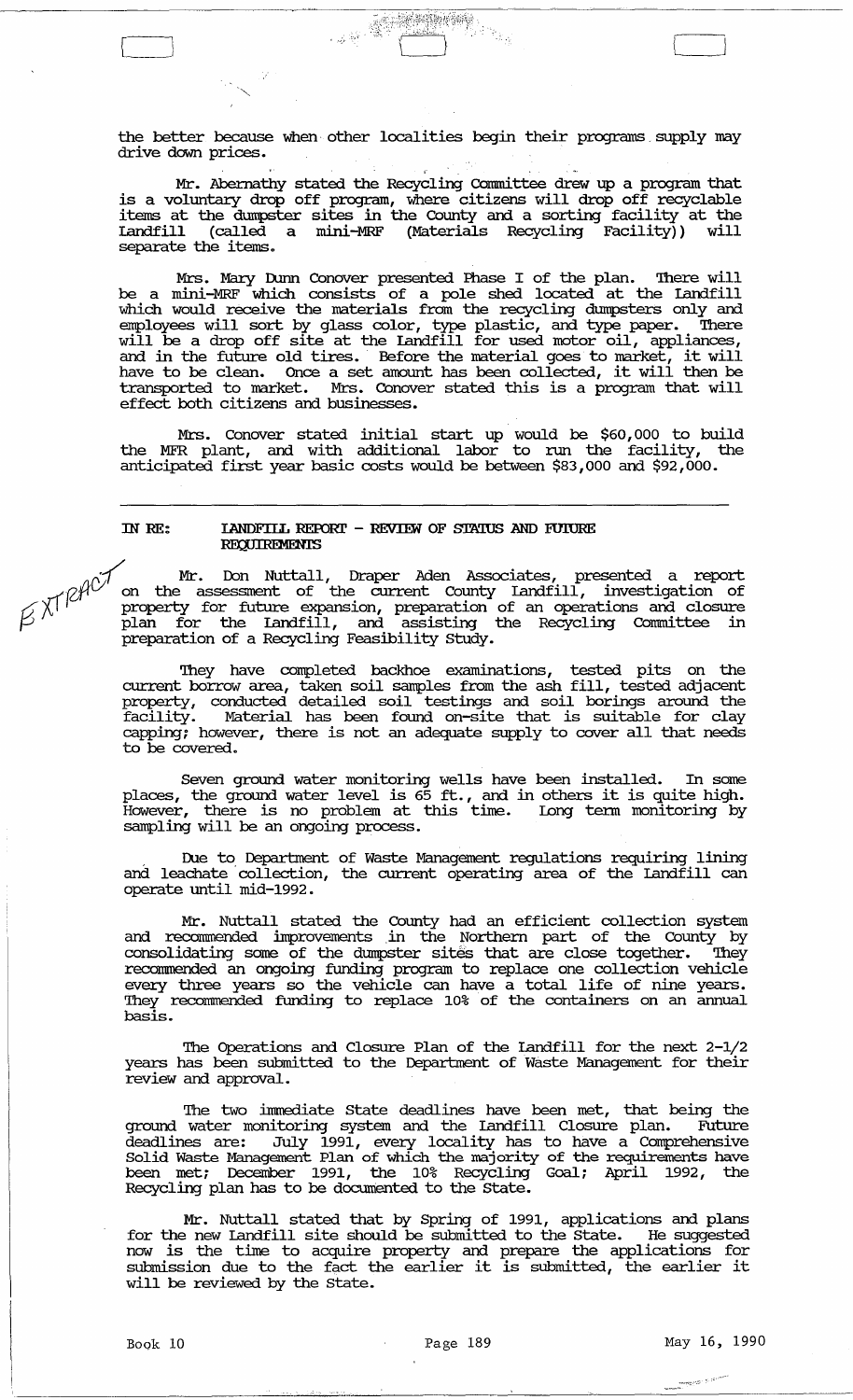the better because when other localities begin their programs supply may drive down prices.

Mr. Abernathy stated the Recycling Committee drew up a program that is a voluntary drop off program, where citizens will drop off recyclable items at the dumpster sites in the County and a sorting facility at the Landfill (called a mini-MRF (Materials Recycling Facility)) will separate the items.

Mrs. Mary Dunn Conover presented Phase I of the plan. There will be a mini-MRF which consists of a pole shed located at the Landfill which would receive the materials from the recycling dumpsters only and employees will sort by glass color, type plastic, and type paper. There will be a drop off site at the Landfill for used motor oil, appliances, and in the future old tires. Before the material goes to market, it will have to be clean. Once a set amount has been collected, it will then be transported to market. Mrs. Conover stated this is a program that will effect both citizens and businesses.

Mrs. Conover stated initial start up would be $60,000 to build the MFR plant, and with additional labor to run the facility, the anticipated first year basic costs would be between $83,000 and $92,000.

---

IN RE: **LANDFILL REPORT - REVIEW OF STATUS AND FUTURE REQUIREMENTS**

EXTRACT

Mr. Don Nuttall, Draper Aden Associates, presented a report on the assessment of the current County Landfill, investigation of property for future expansion, preparation of an operations and closure plan for the Landfill, and assisting the Recycling Committee in preparation of a Recycling Feasibility Study.

They have completed backhoe examinations, tested pits on the current borrow area, taken soil samples from the ash fill, tested adjacent property, conducted detailed soil testings and soil borings around the facility. Material has been found on-site that is suitable for clay capping; however, there is not an adequate supply to cover all that needs to be covered.

Seven ground water monitoring wells have been installed. In some places, the ground water level is 65 ft., and in others it is quite high. However, there is no problem at this time. Long term monitoring by sampling will be an ongoing process.

Due to Department of Waste Management regulations requiring lining and leachate collection, the current operating area of the Landfill can operate until mid-1992.

Mr. Nuttall stated the County had an efficient collection system and recommended improvements in the Northern part of the County by consolidating some of the dumpster sites that are close together. They recommended an ongoing funding program to replace one collection vehicle every three years so the vehicle can have a total life of nine years. They recommended funding to replace 10% of the containers on an annual basis.

The Operations and Closure Plan of the Landfill for the next 2-1/2 years has been submitted to the Department of Waste Management for their review and approval.

The two immediate State deadlines have been met, that being the ground water monitoring system and the Landfill Closure plan. Future deadlines are: July 1991, every locality has to have a Comprehensive Solid Waste Management Plan of which the majority of the requirements have been met; December 1991, the 10% Recycling Goal; April 1992, the Recycling plan has to be documented to the State.

Mr. Nuttall stated that by Spring of 1991, applications and plans for the new Landfill site should be submitted to the State. He suggested now is the time to acquire property and prepare the applications for submission due to the fact the earlier it is submitted, the earlier it will be reviewed by the State.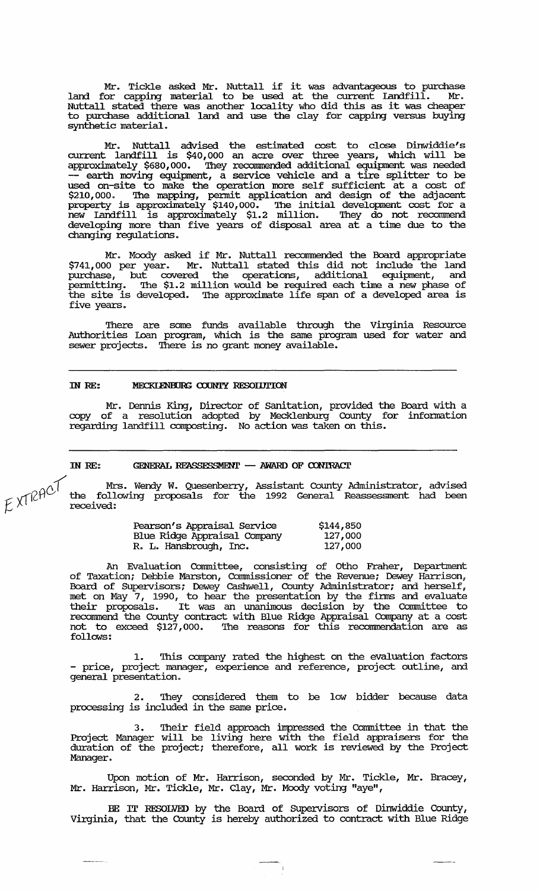Mr. Tickle asked Mr. Nuttall if it was advantageous to purchase land for capping material to be used at the current Landfill. Mr. Nuttall stated there was another locality who did this as it was cheaper to purchase additional land and use the clay for capping versus buying synthetic material.

Mr. Nuttall advised the estimated cost to close Dinwiddie's current landfill is $40,000 an acre over three years, which will be approximately $680,000. They recommended additional equipment was needed -- earth moving equipment, a service vehicle and a tire splitter to be used on-site to make the operation more self sufficient at a cost of $210,000. The mapping, permit application and design of the adjacent property is approximately $140,000. The initial development cost for a new Landfill is approximately $1.2 million. They do not recommend developing more than five years of disposal area at a time due to the changing regulations.

Mr. Moody asked if Mr. Nuttall recommended the Board appropriate $741,000 per year. Mr. Nuttall stated this did not include the land purchase, but covered the operations, additional equipment, and permitting. The $1.2 million would be required each time a new phase of the site is developed. The approximate life span of a developed area is five years.

There are some funds available through the Virginia Resource Authorities Loan program, which is the same program used for water and sewer projects. There is no grant money available.

---

**IN RE: MECKLENBURG COUNTY RESOLUTION**

Mr. Dennis King, Director of Sanitation, provided the Board with a copy of a resolution adopted by Mecklenburg County for information regarding landfill composting. No action was taken on this.

---

**IN RE: GENERAL REASSESSMENT -- AWARD OF CONTRACT**

EXTRACT

Mrs. Wendy W. Quesenberry, Assistant County Administrator, advised the following proposals for the 1992 General Reassessment had been received:

| | |
|---|---|
| Pearson's Appraisal Service | $144,850 |
| Blue Ridge Appraisal Company | 127,000 |
| R. L. Hansbrough, Inc. | 127,000 |

An Evaluation Committee, consisting of Otho Fraher, Department of Taxation; Debbie Marston, Commissioner of the Revenue; Dewey Harrison, Board of Supervisors; Dewey Cashwell, County Administrator; and herself, met on May 7, 1990, to hear the presentation by the firms and evaluate their proposals. It was an unanimous decision by the Committee to recommend the County contract with Blue Ridge Appraisal Company at a cost not to exceed $127,000. The reasons for this recommendation are as follows:

1. This company rated the highest on the evaluation factors - price, project manager, experience and reference, project outline, and general presentation.

2. They considered them to be low bidder because data processing is included in the same price.

3. Their field approach impressed the Committee in that the Project Manager will be living here with the field appraisers for the duration of the project; therefore, all work is reviewed by the Project Manager.

Upon motion of Mr. Harrison, seconded by Mr. Tickle, Mr. Bracey, Mr. Harrison, Mr. Tickle, Mr. Clay, Mr. Moody voting "aye",

BE IT RESOLVED by the Board of Supervisors of Dinwiddie County, Virginia, that the County is hereby authorized to contract with Blue Ridge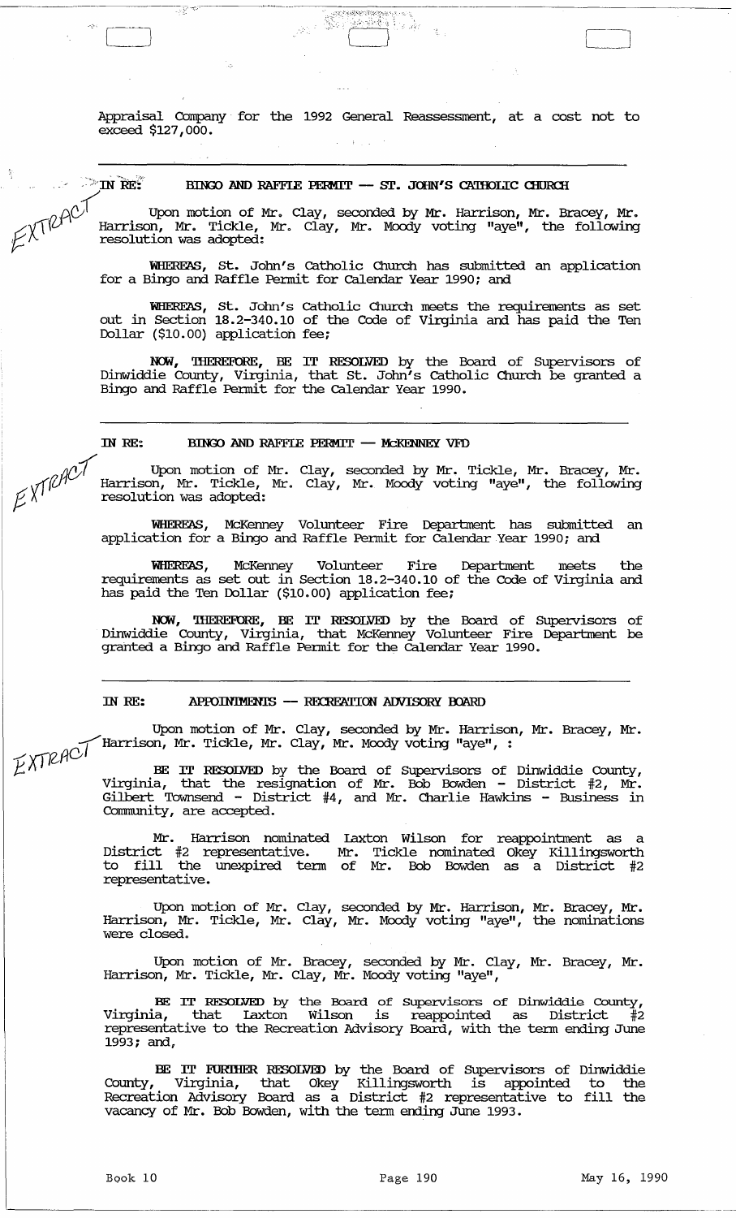Appraisal Company for the 1992 General Reassessment, at a cost not to exceed $127,000.

---

IN RE: **BINGO AND RAFFLE PERMIT — ST. JOHN'S CATHOLIC CHURCH**

EXTRACT

Upon motion of Mr. Clay, seconded by Mr. Harrison, Mr. Bracey, Mr. Harrison, Mr. Tickle, Mr. Clay, Mr. Moody voting "aye", the following resolution was adopted:

**WHEREAS**, St. John's Catholic Church has submitted an application for a Bingo and Raffle Permit for Calendar Year 1990; and

**WHEREAS**, St. John's Catholic Church meets the requirements as set out in Section 18.2-340.10 of the Code of Virginia and has paid the Ten Dollar ($10.00) application fee;

**NOW, THEREFORE, BE IT RESOLVED** by the Board of Supervisors of Dinwiddie County, Virginia, that St. John's Catholic Church be granted a Bingo and Raffle Permit for the Calendar Year 1990.

---

IN RE: **BINGO AND RAFFLE PERMIT — McKENNEY VFD**

EXTRACT

Upon motion of Mr. Clay, seconded by Mr. Tickle, Mr. Bracey, Mr. Harrison, Mr. Tickle, Mr. Clay, Mr. Moody voting "aye", the following resolution was adopted:

**WHEREAS**, McKenney Volunteer Fire Department has submitted an application for a Bingo and Raffle Permit for Calendar Year 1990; and

**WHEREAS**, McKenney Volunteer Fire Department meets the requirements as set out in Section 18.2-340.10 of the Code of Virginia and has paid the Ten Dollar ($10.00) application fee;

**NOW, THEREFORE, BE IT RESOLVED** by the Board of Supervisors of Dinwiddie County, Virginia, that McKenney Volunteer Fire Department be granted a Bingo and Raffle Permit for the Calendar Year 1990.

---

IN RE: **APPOINTMENTS — RECREATION ADVISORY BOARD**

EXTRACT

Upon motion of Mr. Clay, seconded by Mr. Harrison, Mr. Bracey, Mr. Harrison, Mr. Tickle, Mr. Clay, Mr. Moody voting "aye", :

**BE IT RESOLVED** by the Board of Supervisors of Dinwiddie County, Virginia, that the resignation of Mr. Bob Bowden - District #2, Mr. Gilbert Townsend - District #4, and Mr. Charlie Hawkins - Business in Community, are accepted.

Mr. Harrison nominated Laxton Wilson for reappointment as a District #2 representative. Mr. Tickle nominated Okey Killingsworth to fill the unexpired term of Mr. Bob Bowden as a District #2 representative.

Upon motion of Mr. Clay, seconded by Mr. Harrison, Mr. Bracey, Mr. Harrison, Mr. Tickle, Mr. Clay, Mr. Moody voting "aye", the nominations were closed.

Upon motion of Mr. Bracey, seconded by Mr. Clay, Mr. Bracey, Mr. Harrison, Mr. Tickle, Mr. Clay, Mr. Moody voting "aye",

**BE IT RESOLVED** by the Board of Supervisors of Dinwiddie County, Virginia, that Laxton Wilson is reappointed as District #2 representative to the Recreation Advisory Board, with the term ending June 1993; and,

**BE IT FURTHER RESOLVED** by the Board of Supervisors of Dinwiddie County, Virginia, that Okey Killingsworth is appointed to the Recreation Advisory Board as a District #2 representative to fill the vacancy of Mr. Bob Bowden, with the term ending June 1993.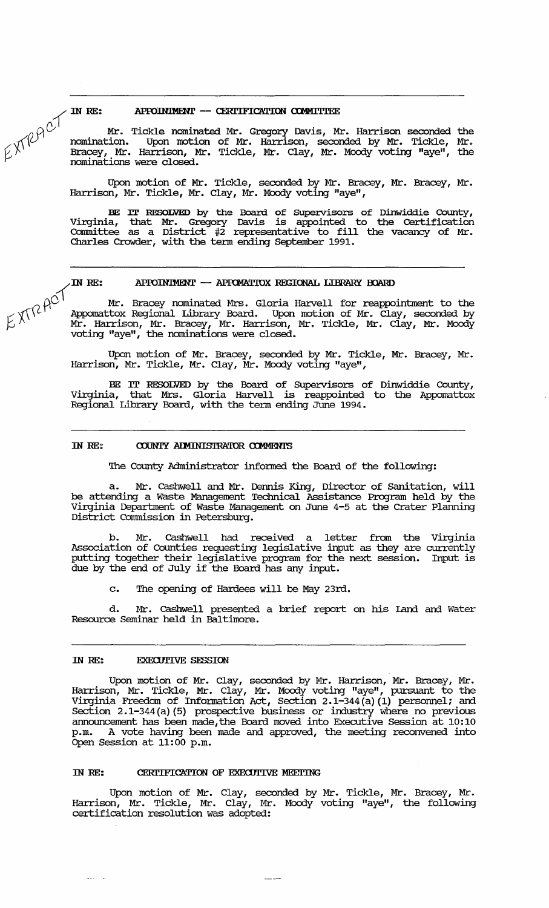EXTRACT

**IN RE: APPOINTMENT — CERTIFICATION COMMITTEE**

Mr. Tickle nominated Mr. Gregory Davis, Mr. Harrison seconded the nomination. Upon motion of Mr. Harrison, seconded by Mr. Tickle, Mr. Bracey, Mr. Harrison, Mr. Tickle, Mr. Clay, Mr. Moody voting "aye", the nominations were closed.

Upon motion of Mr. Tickle, seconded by Mr. Bracey, Mr. Bracey, Mr. Harrison, Mr. Tickle, Mr. Clay, Mr. Moody voting "aye",

**BE IT RESOLVED** by the Board of Supervisors of Dinwiddie County, Virginia, that Mr. Gregory Davis is appointed to the Certification Committee as a District #2 representative to fill the vacancy of Mr. Charles Crowder, with the term ending September 1991.

---

EXTRACT

**IN RE: APPOINTMENT — APPOMATTOX REGIONAL LIBRARY BOARD**

Mr. Bracey nominated Mrs. Gloria Harvell for reappointment to the Appomattox Regional Library Board. Upon motion of Mr. Clay, seconded by Mr. Harrison, Mr. Bracey, Mr. Harrison, Mr. Tickle, Mr. Clay, Mr. Moody voting "aye", the nominations were closed.

Upon motion of Mr. Bracey, seconded by Mr. Tickle, Mr. Bracey, Mr. Harrison, Mr. Tickle, Mr. Clay, Mr. Moody voting "aye",

**BE IT RESOLVED** by the Board of Supervisors of Dinwiddie County, Virginia, that Mrs. Gloria Harvell is reappointed to the Appomattox Regional Library Board, with the term ending June 1994.

---

**IN RE: COUNTY ADMINISTRATOR COMMENTS**

The County Administrator informed the Board of the following:

a. Mr. Cashwell and Mr. Dennis King, Director of Sanitation, will be attending a Waste Management Technical Assistance Program held by the Virginia Department of Waste Management on June 4-5 at the Crater Planning District Commission in Petersburg.

b. Mr. Cashwell had received a letter from the Virginia Association of Counties requesting legislative input as they are currently putting together their legislative program for the next session. Input is due by the end of July if the Board has any input.

c. The opening of Hardees will be May 23rd.

d. Mr. Cashwell presented a brief report on his Land and Water Resource Seminar held in Baltimore.

---

**IN RE: EXECUTIVE SESSION**

Upon motion of Mr. Clay, seconded by Mr. Harrison, Mr. Bracey, Mr. Harrison, Mr. Tickle, Mr. Clay, Mr. Moody voting "aye", pursuant to the Virginia Freedom of Information Act, Section 2.1-344(a)(1) personnel; and Section 2.1-344(a)(5) prospective business or industry where no previous announcement has been made, the Board moved into Executive Session at 10:10 p.m. A vote having been made and approved, the meeting reconvened into Open Session at 11:00 p.m.

**IN RE: CERTIFICATION OF EXECUTIVE MEETING**

Upon motion of Mr. Clay, seconded by Mr. Tickle, Mr. Bracey, Mr. Harrison, Mr. Tickle, Mr. Clay, Mr. Moody voting "aye", the following certification resolution was adopted: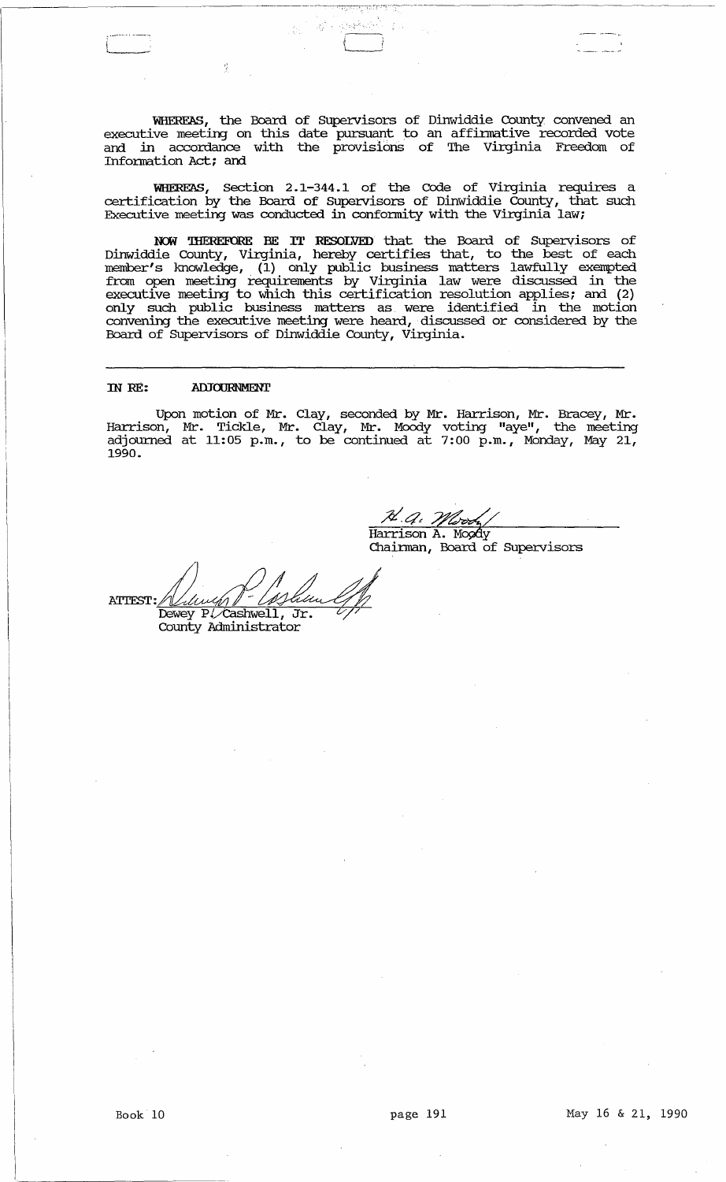**WHEREAS**, the Board of Supervisors of Dinwiddie County convened an executive meeting on this date pursuant to an affirmative recorded vote and in accordance with the provisions of The Virginia Freedom of Information Act; and

**WHEREAS**, Section 2.1-344.1 of the Code of Virginia requires a certification by the Board of Supervisors of Dinwiddie County, that such Executive meeting was conducted in conformity with the Virginia law;

**NOW THEREFORE BE IT RESOLVED** that the Board of Supervisors of Dinwiddie County, Virginia, hereby certifies that, to the best of each member's knowledge, (1) only public business matters lawfully exempted from open meeting requirements by Virginia law were discussed in the executive meeting to which this certification resolution applies; and (2) only such public business matters as were identified in the motion convening the executive meeting were heard, discussed or considered by the Board of Supervisors of Dinwiddie County, Virginia.

---

**IN RE: ADJOURNMENT**

Upon motion of Mr. Clay, seconded by Mr. Harrison, Mr. Bracey, Mr. Harrison, Mr. Tickle, Mr. Clay, Mr. Moody voting "aye", the meeting adjourned at 11:05 p.m., to be continued at 7:00 p.m., Monday, May 21, 1990.

Harrison A. Moody
Chairman, Board of Supervisors

ATTEST: Dewey P. Cashwell, Jr.
County Administrator

Book 10 page 191 May 16 & 21, 1990